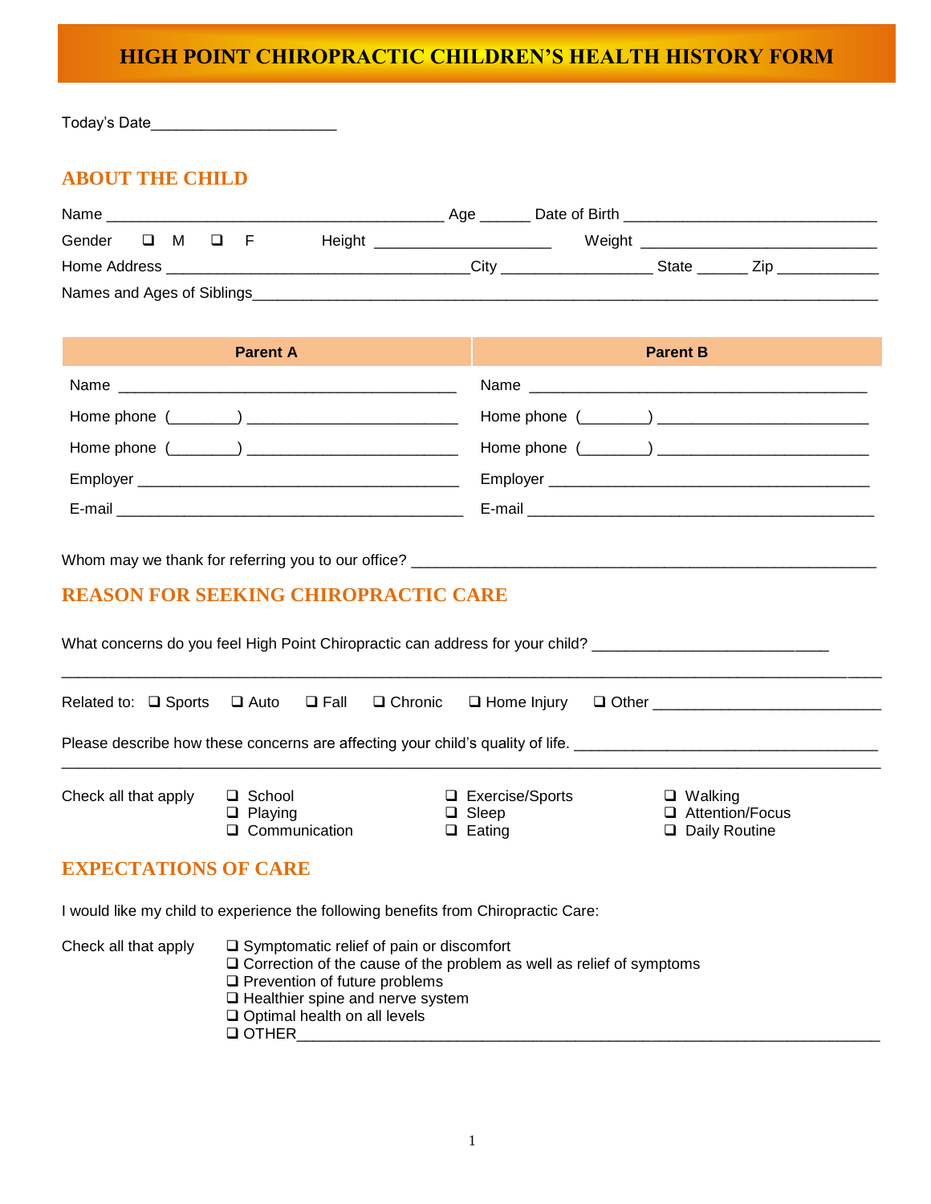# HIGH POINT CHIROPRACTIC CHILDREN'S HEALTH HISTORY FORM

Today's Date_____________________

## ABOUT THE CHILD

Name ______________________________________ Age ______ Date of Birth ____________________________

Gender ❑ M ❑ F Height ____________________ Weight ___________________________

Home Address __________________________________City _________________ State ______ Zip ___________

Names and Ages of Siblings_____________________________________________________________________

| Parent A | Parent B |
|---|---|
| Name ______________________________________ | Name ______________________________________ |
| Home phone (________) ________________________ | Home phone (________) ________________________ |
| Home phone (________) ________________________ | Home phone (________) ________________________ |
| Employer ____________________________________ | Employer ____________________________________ |
| E-mail ______________________________________ | E-mail ______________________________________ |

Whom may we thank for referring you to our office? _____________________________________________________

## REASON FOR SEEKING CHIROPRACTIC CARE

What concerns do you feel High Point Chiropractic can address for your child? ___________________________

________________________________________________________________________________________________

Related to: ❑ Sports ❑ Auto ❑ Fall ❑ Chronic ❑ Home Injury ❑ Other __________________________

Please describe how these concerns are affecting your child's quality of life. ___________________________________

________________________________________________________________________________________________

Check all that apply

- ❑ School
- ❑ Playing
- ❑ Communication
- ❑ Exercise/Sports
- ❑ Sleep
- ❑ Eating
- ❑ Walking
- ❑ Attention/Focus
- ❑ Daily Routine

## EXPECTATIONS OF CARE

I would like my child to experience the following benefits from Chiropractic Care:

Check all that apply

- ❑ Symptomatic relief of pain or discomfort
- ❑ Correction of the cause of the problem as well as relief of symptoms
- ❑ Prevention of future problems
- ❑ Healthier spine and nerve system
- ❑ Optimal health on all levels
- ❑ OTHER___________________________________________________________________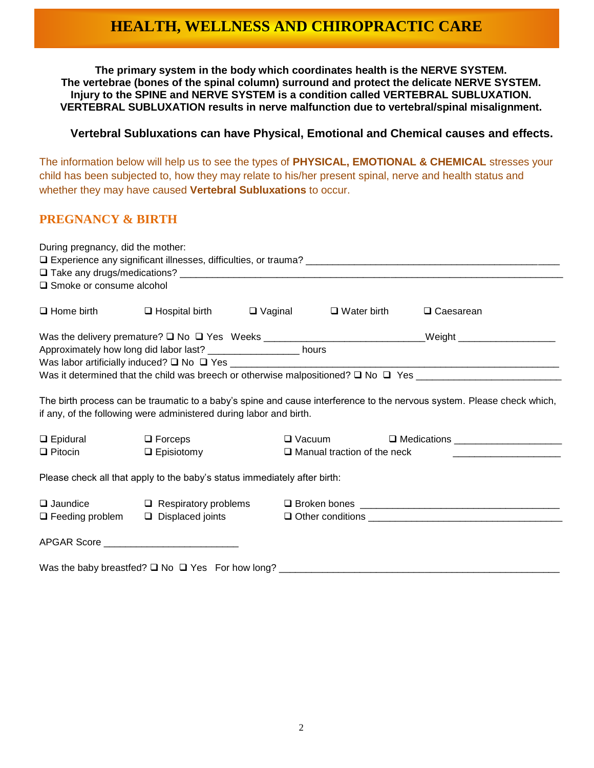# HEALTH, WELLNESS AND CHIROPRACTIC CARE

**The primary system in the body which coordinates health is the NERVE SYSTEM.**
**The vertebrae (bones of the spinal column) surround and protect the delicate NERVE SYSTEM.**
**Injury to the SPINE and NERVE SYSTEM is a condition called VERTEBRAL SUBLUXATION.**
**VERTEBRAL SUBLUXATION results in nerve malfunction due to vertebral/spinal misalignment.**

**Vertebral Subluxations can have Physical, Emotional and Chemical causes and effects.**

The information below will help us to see the types of **PHYSICAL, EMOTIONAL & CHEMICAL** stresses your child has been subjected to, how they may relate to his/her present spinal, nerve and health status and whether they may have caused **Vertebral Subluxations** to occur.

## PREGNANCY & BIRTH

During pregnancy, did the mother:

❑ Experience any significant illnesses, difficulties, or trauma? ______________________________________________
❑ Take any drugs/medications? ______________________________________________________________________
❑ Smoke or consume alcohol

❑ Home birth ❑ Hospital birth ❑ Vaginal ❑ Water birth ❑ Caesarean

Was the delivery premature? ❑ No ❑ Yes Weeks _____________________________Weight _________________
Approximately how long did labor last? ________________ hours
Was labor artificially induced? ❑ No ❑ Yes _____________________________________________________________
Was it determined that the child was breech or otherwise malpositioned? ❑ No ❑ Yes __________________________

The birth process can be traumatic to a baby's spine and cause interference to the nervous system. Please check which, if any, of the following were administered during labor and birth.

❑ Epidural ❑ Forceps ❑ Vacuum ❑ Medications ___________________
❑ Pitocin ❑ Episiotomy ❑ Manual traction of the neck ___________________

Please check all that apply to the baby's status immediately after birth:

❑ Jaundice ❑ Respiratory problems ❑ Broken bones ____________________________________
❑ Feeding problem ❑ Displaced joints ❑ Other conditions ___________________________________

APGAR Score ________________________

Was the baby breastfed? ❑ No ❑ Yes For how long? ____________________________________________________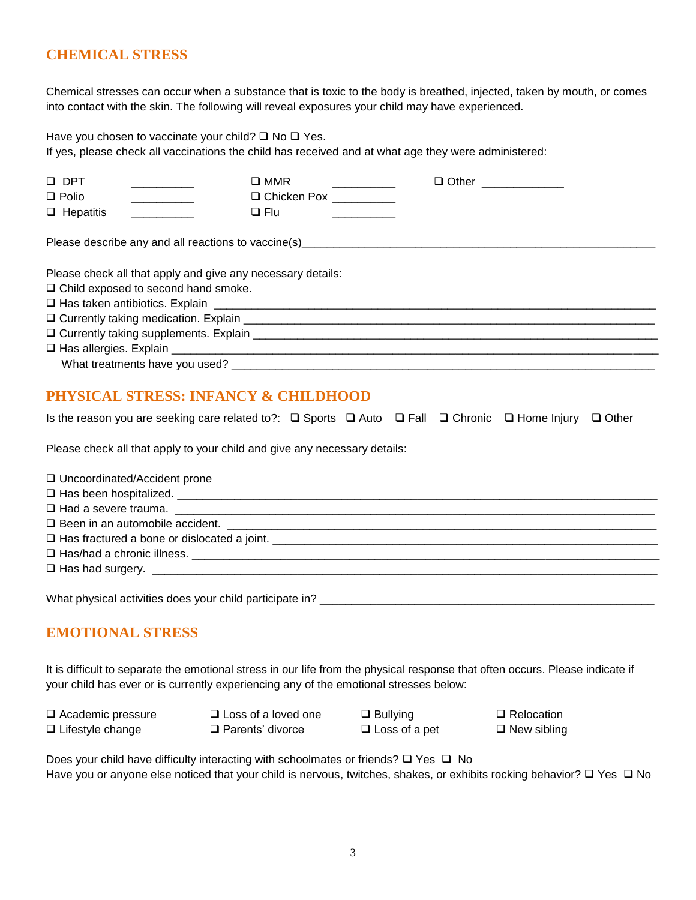## CHEMICAL STRESS

Chemical stresses can occur when a substance that is toxic to the body is breathed, injected, taken by mouth, or comes into contact with the skin. The following will reveal exposures your child may have experienced.

Have you chosen to vaccinate your child? ❑ No ❑ Yes.
If yes, please check all vaccinations the child has received and at what age they were administered:

| | | | | |
|---|---|---|---|---|
| ❑ DPT | __________ | ❑ MMR | __________ | ❑ Other _____________ |
| ❑ Polio | __________ | ❑ Chicken Pox | __________ | |
| ❑ Hepatitis | __________ | ❑ Flu | __________ | |

Please describe any and all reactions to vaccine(s)_____________________________________________________________

Please check all that apply and give any necessary details:

❑ Child exposed to second hand smoke.
❑ Has taken antibiotics. Explain ______________________________________________________________________
❑ Currently taking medication. Explain _________________________________________________________________
❑ Currently taking supplements. Explain ________________________________________________________________
❑ Has allergies. Explain ______________________________________________________________________________
What treatments have you used? ______________________________________________________________________

## PHYSICAL STRESS: INFANCY & CHILDHOOD

Is the reason you are seeking care related to?: ❑ Sports ❑ Auto ❑ Fall ❑ Chronic ❑ Home Injury ❑ Other

Please check all that apply to your child and give any necessary details:

❑ Uncoordinated/Accident prone
❑ Has been hospitalized. ______________________________________________________________________________
❑ Had a severe trauma. ______________________________________________________________________________
❑ Been in an automobile accident. ______________________________________________________________________
❑ Has fractured a bone or dislocated a joint. ______________________________________________________________
❑ Has/had a chronic illness. ___________________________________________________________________________
❑ Has had surgery. _________________________________________________________________________________

What physical activities does your child participate in? _____________________________________________________

## EMOTIONAL STRESS

It is difficult to separate the emotional stress in our life from the physical response that often occurs. Please indicate if your child has ever or is currently experiencing any of the emotional stresses below:

| | | | |
|---|---|---|---|
| ❑ Academic pressure | ❑ Loss of a loved one | ❑ Bullying | ❑ Relocation |
| ❑ Lifestyle change | ❑ Parents' divorce | ❑ Loss of a pet | ❑ New sibling |

Does your child have difficulty interacting with schoolmates or friends? ❑ Yes ❑ No
Have you or anyone else noticed that your child is nervous, twitches, shakes, or exhibits rocking behavior? ❑ Yes ❑ No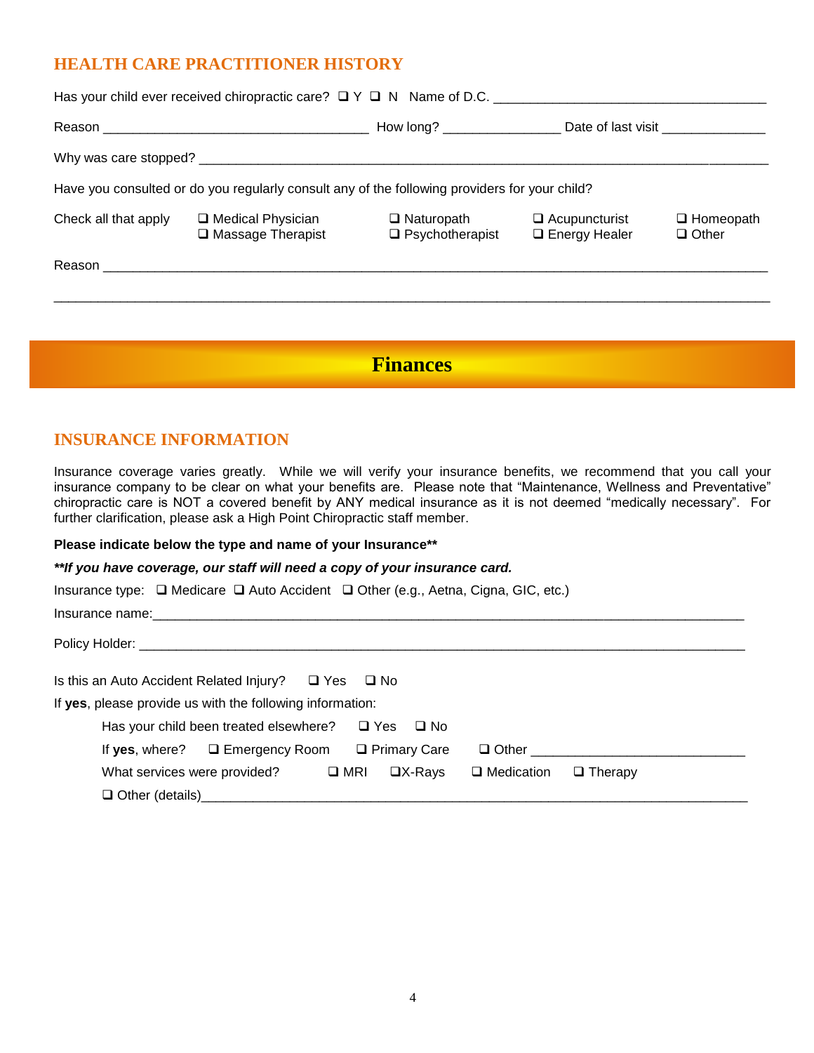## HEALTH CARE PRACTITIONER HISTORY

Has your child ever received chiropractic care? ❑ Y ❑ N Name of D.C. ___________________________________

Reason ___________________________________ How long? _______________ Date of last visit _____________

Why was care stopped? ________________________________________________________________________

Have you consulted or do you regularly consult any of the following providers for your child?

Check all that apply ❑ Medical Physician ❑ Massage Therapist ❑ Naturopath ❑ Psychotherapist ❑ Acupuncturist ❑ Energy Healer ❑ Homeopath ❑ Other

Reason ______________________________________________________________________________________

_____________________________________________________________________________________________

# Finances

## INSURANCE INFORMATION

Insurance coverage varies greatly. While we will verify your insurance benefits, we recommend that you call your insurance company to be clear on what your benefits are. Please note that "Maintenance, Wellness and Preventative" chiropractic care is NOT a covered benefit by ANY medical insurance as it is not deemed "medically necessary". For further clarification, please ask a High Point Chiropractic staff member.

**Please indicate below the type and name of your Insurance****

***\*\*If you have coverage, our staff will need a copy of your insurance card.***

Insurance type: ❑ Medicare ❑ Auto Accident ❑ Other (e.g., Aetna, Cigna, GIC, etc.)

Insurance name:_______________________________________________________________________________

Policy Holder: ________________________________________________________________________________

Is this an Auto Accident Related Injury? ❑ Yes ❑ No

If **yes**, please provide us with the following information:

Has your child been treated elsewhere? ❑ Yes ❑ No

If **yes**, where? ❑ Emergency Room ❑ Primary Care ❑ Other ___________________________

What services were provided? ❑ MRI ❑X-Rays ❑ Medication ❑ Therapy

❑ Other (details)___________________________________________________________________________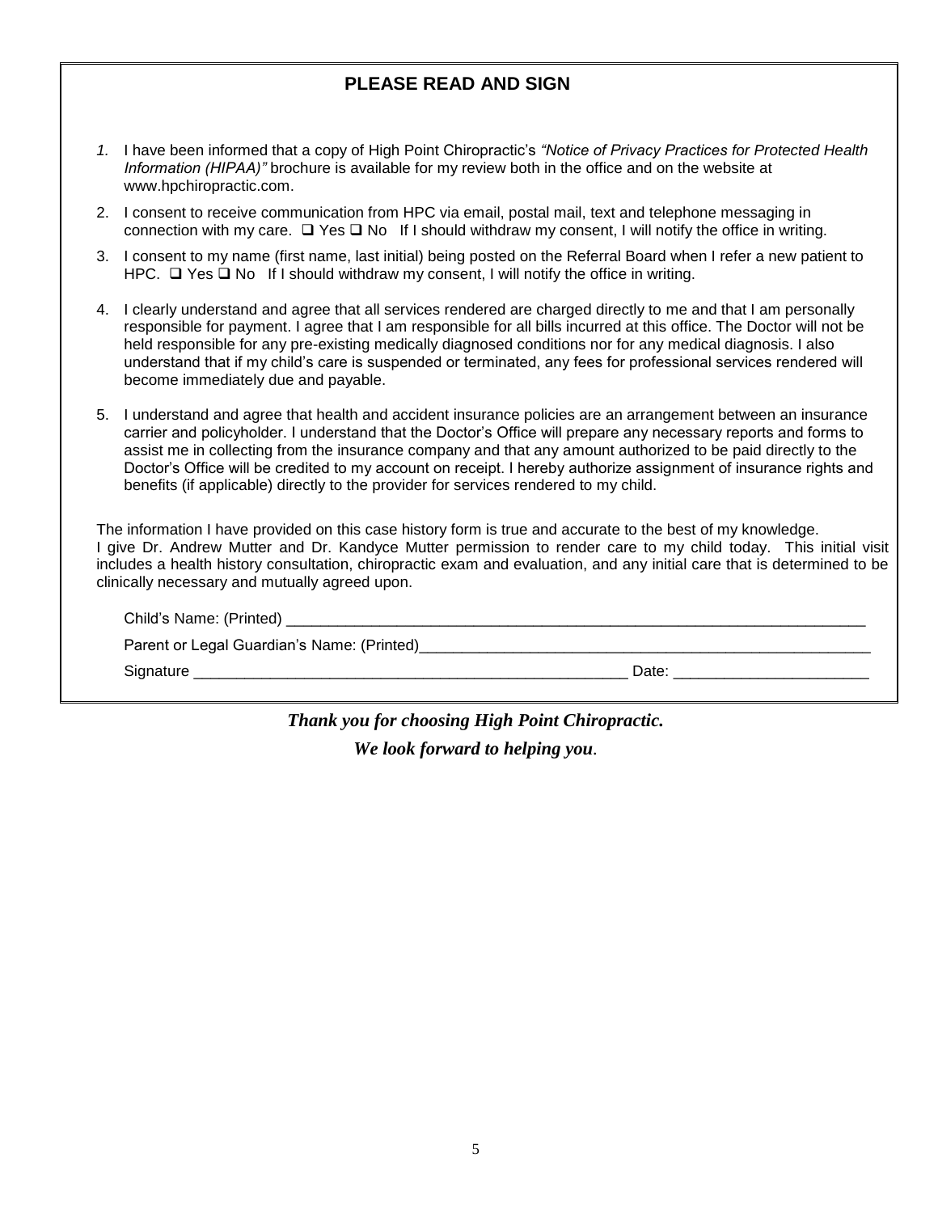## PLEASE READ AND SIGN

1. I have been informed that a copy of High Point Chiropractic's *"Notice of Privacy Practices for Protected Health Information (HIPAA)"* brochure is available for my review both in the office and on the website at www.hpchiropractic.com.
2. I consent to receive communication from HPC via email, postal mail, text and telephone messaging in connection with my care. ❑ Yes ❑ No If I should withdraw my consent, I will notify the office in writing.
3. I consent to my name (first name, last initial) being posted on the Referral Board when I refer a new patient to HPC. ❑ Yes ❑ No If I should withdraw my consent, I will notify the office in writing.
4. I clearly understand and agree that all services rendered are charged directly to me and that I am personally responsible for payment. I agree that I am responsible for all bills incurred at this office. The Doctor will not be held responsible for any pre-existing medically diagnosed conditions nor for any medical diagnosis. I also understand that if my child's care is suspended or terminated, any fees for professional services rendered will become immediately due and payable.
5. I understand and agree that health and accident insurance policies are an arrangement between an insurance carrier and policyholder. I understand that the Doctor's Office will prepare any necessary reports and forms to assist me in collecting from the insurance company and that any amount authorized to be paid directly to the Doctor's Office will be credited to my account on receipt. I hereby authorize assignment of insurance rights and benefits (if applicable) directly to the provider for services rendered to my child.

The information I have provided on this case history form is true and accurate to the best of my knowledge. I give Dr. Andrew Mutter and Dr. Kandyce Mutter permission to render care to my child today. This initial visit includes a health history consultation, chiropractic exam and evaluation, and any initial care that is determined to be clinically necessary and mutually agreed upon.

Child's Name: (Printed) ______________________________________________________________________

Parent or Legal Guardian's Name: (Printed)____________________________________________________

Signature ____________________________________________________ Date: _______________________

***Thank you for choosing High Point Chiropractic.***

***We look forward to helping you.***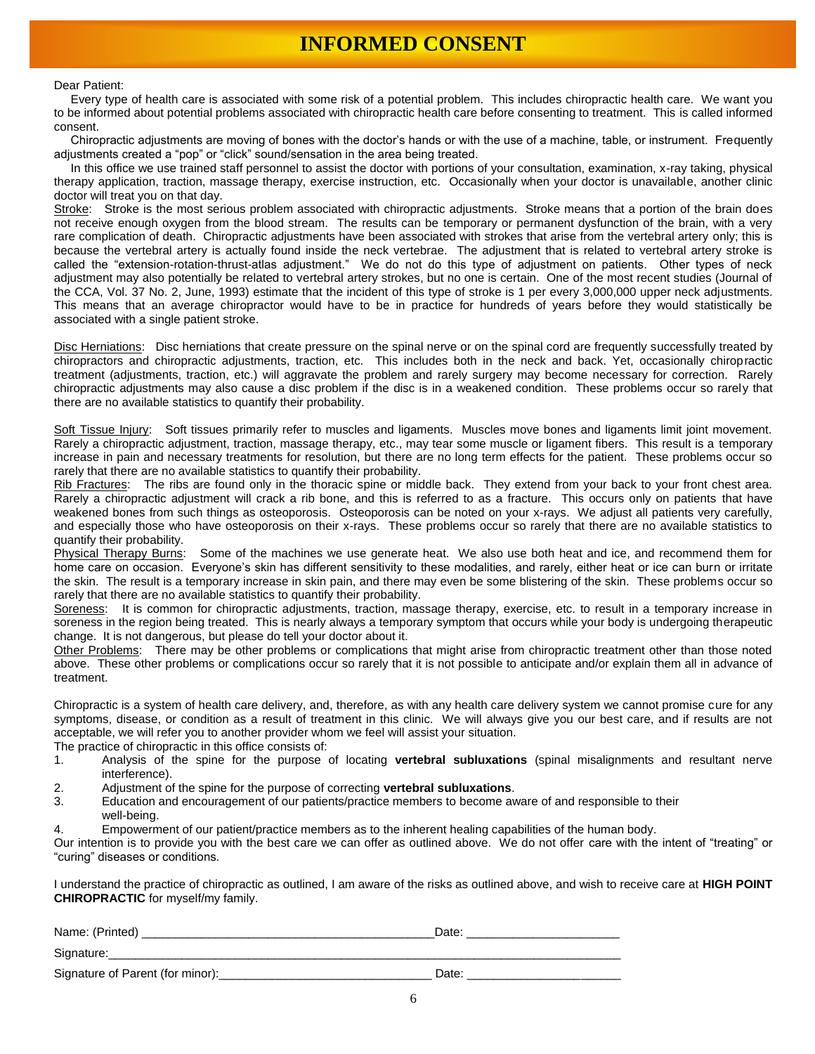# INFORMED CONSENT

Dear Patient:

Every type of health care is associated with some risk of a potential problem. This includes chiropractic health care. We want you to be informed about potential problems associated with chiropractic health care before consenting to treatment. This is called informed consent.

Chiropractic adjustments are moving of bones with the doctor's hands or with the use of a machine, table, or instrument. Frequently adjustments created a "pop" or "click" sound/sensation in the area being treated.

In this office we use trained staff personnel to assist the doctor with portions of your consultation, examination, x-ray taking, physical therapy application, traction, massage therapy, exercise instruction, etc. Occasionally when your doctor is unavailable, another clinic doctor will treat you on that day.

Stroke: Stroke is the most serious problem associated with chiropractic adjustments. Stroke means that a portion of the brain does not receive enough oxygen from the blood stream. The results can be temporary or permanent dysfunction of the brain, with a very rare complication of death. Chiropractic adjustments have been associated with strokes that arise from the vertebral artery only; this is because the vertebral artery is actually found inside the neck vertebrae. The adjustment that is related to vertebral artery stroke is called the "extension-rotation-thrust-atlas adjustment." We do not do this type of adjustment on patients. Other types of neck adjustment may also potentially be related to vertebral artery strokes, but no one is certain. One of the most recent studies (Journal of the CCA, Vol. 37 No. 2, June, 1993) estimate that the incident of this type of stroke is 1 per every 3,000,000 upper neck adjustments. This means that an average chiropractor would have to be in practice for hundreds of years before they would statistically be associated with a single patient stroke.

Disc Herniations: Disc herniations that create pressure on the spinal nerve or on the spinal cord are frequently successfully treated by chiropractors and chiropractic adjustments, traction, etc. This includes both in the neck and back. Yet, occasionally chiropractic treatment (adjustments, traction, etc.) will aggravate the problem and rarely surgery may become necessary for correction. Rarely chiropractic adjustments may also cause a disc problem if the disc is in a weakened condition. These problems occur so rarely that there are no available statistics to quantify their probability.

Soft Tissue Injury: Soft tissues primarily refer to muscles and ligaments. Muscles move bones and ligaments limit joint movement. Rarely a chiropractic adjustment, traction, massage therapy, etc., may tear some muscle or ligament fibers. This result is a temporary increase in pain and necessary treatments for resolution, but there are no long term effects for the patient. These problems occur so rarely that there are no available statistics to quantify their probability.

Rib Fractures: The ribs are found only in the thoracic spine or middle back. They extend from your back to your front chest area. Rarely a chiropractic adjustment will crack a rib bone, and this is referred to as a fracture. This occurs only on patients that have weakened bones from such things as osteoporosis. Osteoporosis can be noted on your x-rays. We adjust all patients very carefully, and especially those who have osteoporosis on their x-rays. These problems occur so rarely that there are no available statistics to quantify their probability.

Physical Therapy Burns: Some of the machines we use generate heat. We also use both heat and ice, and recommend them for home care on occasion. Everyone's skin has different sensitivity to these modalities, and rarely, either heat or ice can burn or irritate the skin. The result is a temporary increase in skin pain, and there may even be some blistering of the skin. These problems occur so rarely that there are no available statistics to quantify their probability.

Soreness: It is common for chiropractic adjustments, traction, massage therapy, exercise, etc. to result in a temporary increase in soreness in the region being treated. This is nearly always a temporary symptom that occurs while your body is undergoing therapeutic change. It is not dangerous, but please do tell your doctor about it.

Other Problems: There may be other problems or complications that might arise from chiropractic treatment other than those noted above. These other problems or complications occur so rarely that it is not possible to anticipate and/or explain them all in advance of treatment.

Chiropractic is a system of health care delivery, and, therefore, as with any health care delivery system we cannot promise cure for any symptoms, disease, or condition as a result of treatment in this clinic. We will always give you our best care, and if results are not acceptable, we will refer you to another provider whom we feel will assist your situation.

The practice of chiropractic in this office consists of:

1. Analysis of the spine for the purpose of locating **vertebral subluxations** (spinal misalignments and resultant nerve interference).
2. Adjustment of the spine for the purpose of correcting **vertebral subluxations**.
3. Education and encouragement of our patients/practice members to become aware of and responsible to their well-being.
4. Empowerment of our patient/practice members as to the inherent healing capabilities of the human body.

Our intention is to provide you with the best care we can offer as outlined above. We do not offer care with the intent of "treating" or "curing" diseases or conditions.

I understand the practice of chiropractic as outlined, I am aware of the risks as outlined above, and wish to receive care at **HIGH POINT CHIROPRACTIC** for myself/my family.

Name: (Printed) ____________________________________________ Date: _______________________

Signature: ____________________________________________________________________________

Signature of Parent (for minor): ________________________________ Date: _______________________